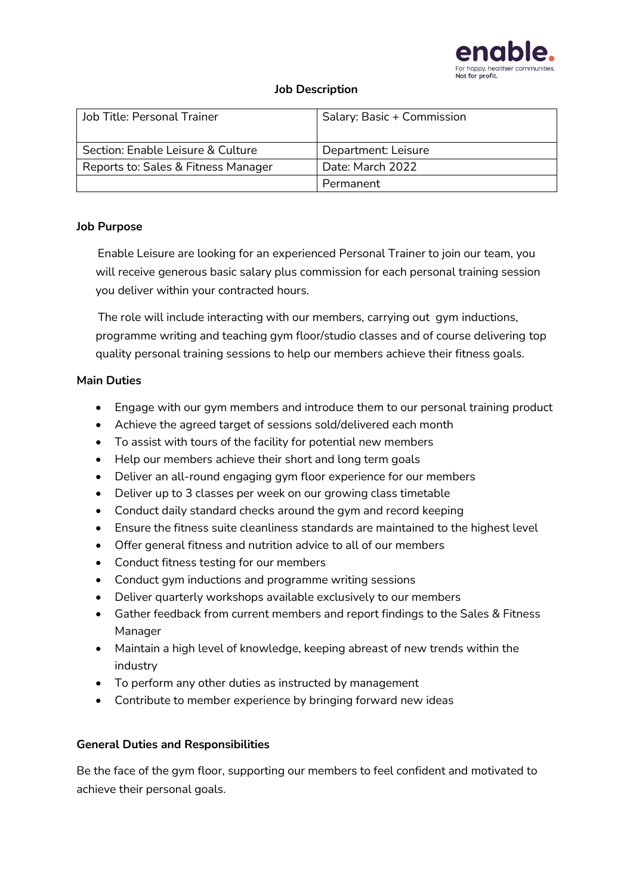enable.
For happy, healthier communities.
Not for profit.

**Job Description**

| Job Title: Personal Trainer | Salary: Basic + Commission |
|---|---|
| Section: Enable Leisure & Culture | Department: Leisure |
| Reports to: Sales & Fitness Manager | Date: March 2022 |
| | Permanent |

**Job Purpose**

Enable Leisure are looking for an experienced Personal Trainer to join our team, you will receive generous basic salary plus commission for each personal training session you deliver within your contracted hours.

The role will include interacting with our members, carrying out gym inductions, programme writing and teaching gym floor/studio classes and of course delivering top quality personal training sessions to help our members achieve their fitness goals.

**Main Duties**

- Engage with our gym members and introduce them to our personal training product
- Achieve the agreed target of sessions sold/delivered each month
- To assist with tours of the facility for potential new members
- Help our members achieve their short and long term goals
- Deliver an all-round engaging gym floor experience for our members
- Deliver up to 3 classes per week on our growing class timetable
- Conduct daily standard checks around the gym and record keeping
- Ensure the fitness suite cleanliness standards are maintained to the highest level
- Offer general fitness and nutrition advice to all of our members
- Conduct fitness testing for our members
- Conduct gym inductions and programme writing sessions
- Deliver quarterly workshops available exclusively to our members
- Gather feedback from current members and report findings to the Sales & Fitness Manager
- Maintain a high level of knowledge, keeping abreast of new trends within the industry
- To perform any other duties as instructed by management
- Contribute to member experience by bringing forward new ideas

**General Duties and Responsibilities**

Be the face of the gym floor, supporting our members to feel confident and motivated to achieve their personal goals.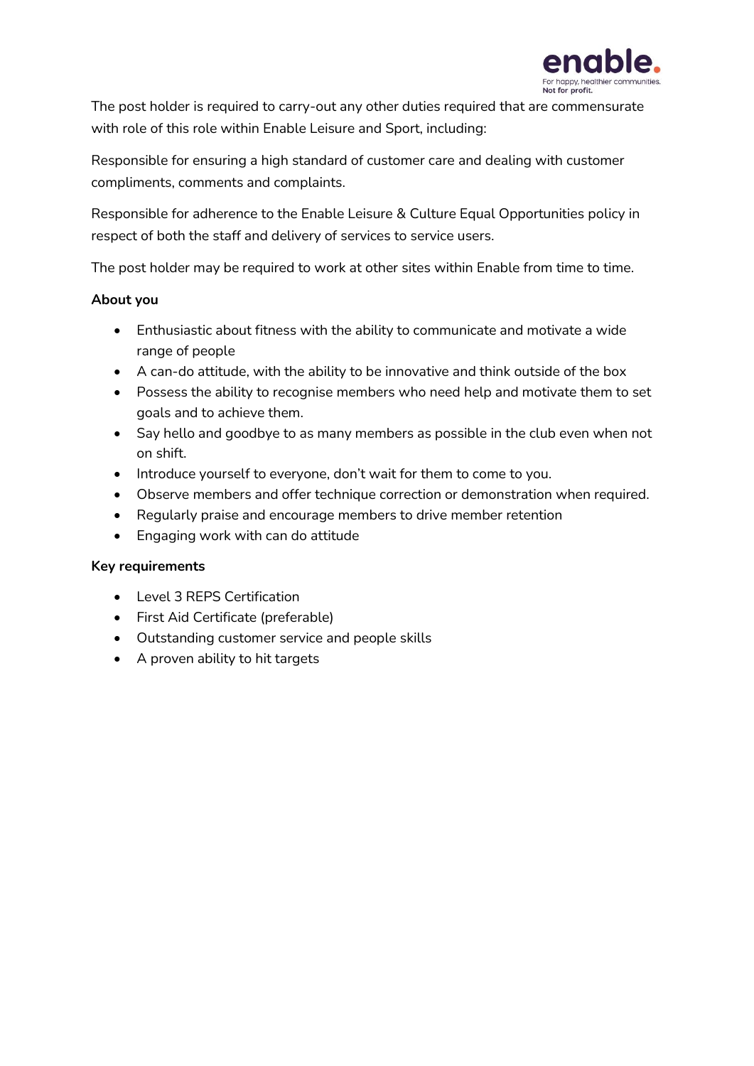The post holder is required to carry-out any other duties required that are commensurate with role of this role within Enable Leisure and Sport, including:

Responsible for ensuring a high standard of customer care and dealing with customer compliments, comments and complaints.

Responsible for adherence to the Enable Leisure & Culture Equal Opportunities policy in respect of both the staff and delivery of services to service users.

The post holder may be required to work at other sites within Enable from time to time.

**About you**

- Enthusiastic about fitness with the ability to communicate and motivate a wide range of people
- A can-do attitude, with the ability to be innovative and think outside of the box
- Possess the ability to recognise members who need help and motivate them to set goals and to achieve them.
- Say hello and goodbye to as many members as possible in the club even when not on shift.
- Introduce yourself to everyone, don't wait for them to come to you.
- Observe members and offer technique correction or demonstration when required.
- Regularly praise and encourage members to drive member retention
- Engaging work with can do attitude

**Key requirements**

- Level 3 REPS Certification
- First Aid Certificate (preferable)
- Outstanding customer service and people skills
- A proven ability to hit targets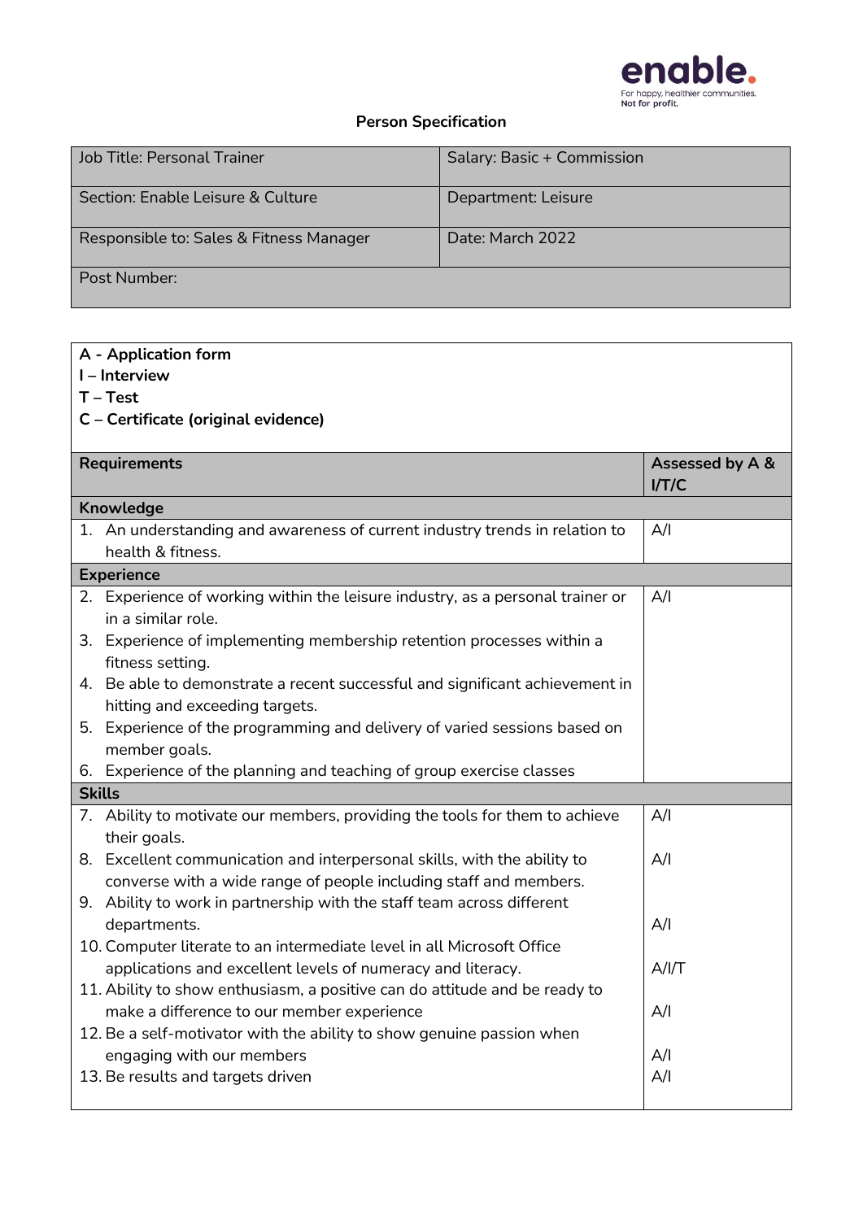enable.
For happy, healthier communities.
Not for profit.

## Person Specification

| Job Title: Personal Trainer | Salary: Basic + Commission |
|---|---|
| Section: Enable Leisure & Culture | Department: Leisure |
| Responsible to: Sales & Fitness Manager | Date: March 2022 |
| Post Number: | |

**A - Application form**
**I – Interview**
**T – Test**
**C – Certificate (original evidence)**

| Requirements | Assessed by A & I/T/C |
|---|---|
| **Knowledge** | |
| 1. An understanding and awareness of current industry trends in relation to health & fitness. | A/I |
| **Experience** | |
| 2. Experience of working within the leisure industry, as a personal trainer or in a similar role.<br>3. Experience of implementing membership retention processes within a fitness setting.<br>4. Be able to demonstrate a recent successful and significant achievement in hitting and exceeding targets.<br>5. Experience of the programming and delivery of varied sessions based on member goals.<br>6. Experience of the planning and teaching of group exercise classes | A/I |
| **Skills** | |
| 7. Ability to motivate our members, providing the tools for them to achieve their goals. | A/I |
| 8. Excellent communication and interpersonal skills, with the ability to converse with a wide range of people including staff and members. | A/I |
| 9. Ability to work in partnership with the staff team across different departments. | A/I |
| 10. Computer literate to an intermediate level in all Microsoft Office applications and excellent levels of numeracy and literacy. | A/I/T |
| 11. Ability to show enthusiasm, a positive can do attitude and be ready to make a difference to our member experience | A/I |
| 12. Be a self-motivator with the ability to show genuine passion when engaging with our members | A/I |
| 13. Be results and targets driven | A/I |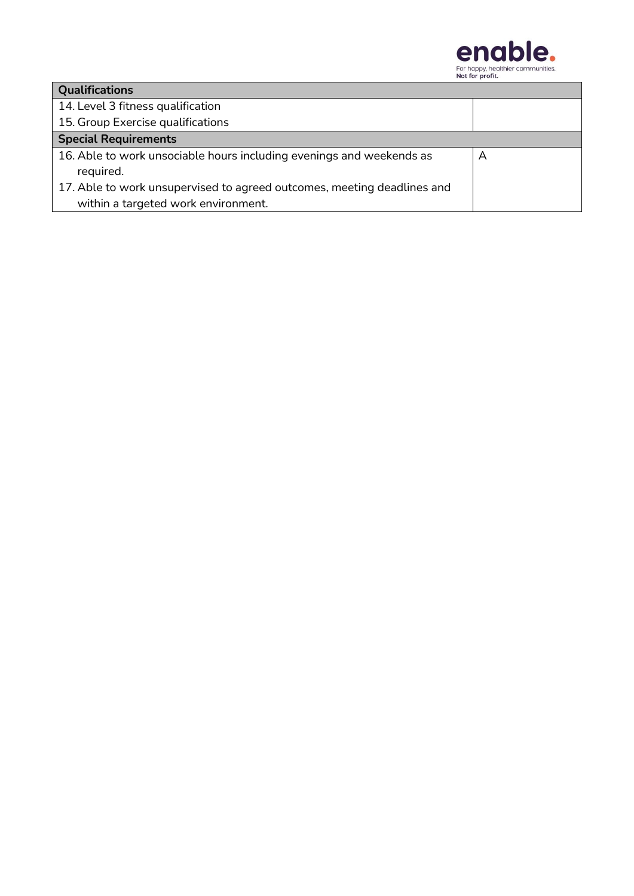| | |
|---|---|
| **Qualifications** | |
| 14. Level 3 fitness qualification<br>15. Group Exercise qualifications | |
| **Special Requirements** | |
| 16. Able to work unsociable hours including evenings and weekends as required.<br>17. Able to work unsupervised to agreed outcomes, meeting deadlines and within a targeted work environment. | A |